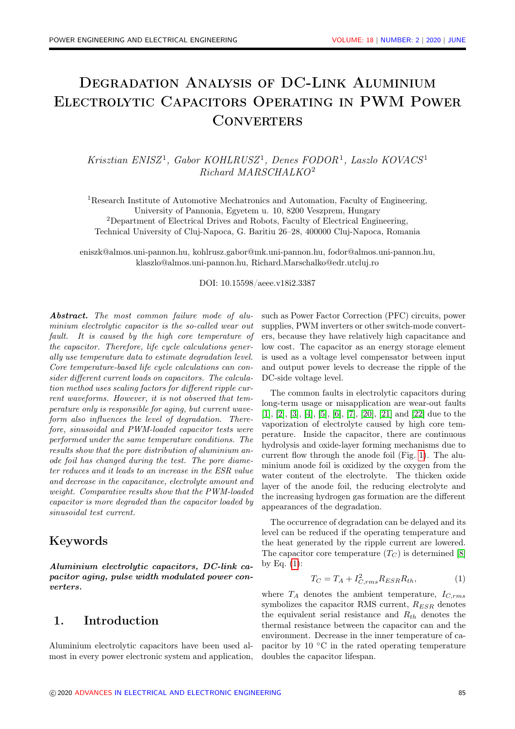# Degradation Analysis of DC-Link Aluminium Electrolytic Capacitors Operating in PWM Power Converters

*Krisztian ENISZ*[1], *Gabor KOHLRUSZ*[1], *Denes FODOR*[1], *Laszlo KOVACS*[1] *Richard MARSCHALKO*[2]

[1]Research Institute of Automotive Mechatronics and Automation, Faculty of Engineering, University of Pannonia, Egyetem u. 10, 8200 Veszprem, Hungary
[2]Department of Electrical Drives and Robots, Faculty of Electrical Engineering, Technical University of Cluj-Napoca, G. Baritiu 26–28, 400000 Cluj-Napoca, Romania

eniszk@almos.uni-pannon.hu, kohlrusz.gabor@mk.uni-pannon.hu, fodor@almos.uni-pannon.hu, klaszlo@almos.uni-pannon.hu, Richard.Marschalko@edr.utcluj.ro

DOI: 10.15598/aeee.v18i2.3387

***Abstract.*** *The most common failure mode of aluminium electrolytic capacitor is the so-called wear out fault. It is caused by the high core temperature of the capacitor. Therefore, life cycle calculations generally use temperature data to estimate degradation level. Core temperature-based life cycle calculations can consider different current loads on capacitors. The calculation method uses scaling factors for different ripple current waveforms. However, it is not observed that temperature only is responsible for aging, but current waveform also influences the level of degradation. Therefore, sinusoidal and PWM-loaded capacitor tests were performed under the same temperature conditions. The results show that the pore distribution of aluminium anode foil has changed during the test. The pore diameter reduces and it leads to an increase in the ESR value and decrease in the capacitance, electrolyte amount and weight. Comparative results show that the PWM-loaded capacitor is more degraded than the capacitor loaded by sinusoidal test current.*

## Keywords

***Aluminium electrolytic capacitors, DC-link capacitor aging, pulse width modulated power converters.***

## 1. Introduction

Aluminium electrolytic capacitors have been used almost in every power electronic system and application, such as Power Factor Correction (PFC) circuits, power supplies, PWM inverters or other switch-mode converters, because they have relatively high capacitance and low cost. The capacitor as an energy storage element is used as a voltage level compensator between input and output power levels to decrease the ripple of the DC-side voltage level.

The common faults in electrolytic capacitors during long-term usage or misapplication are wear-out faults [1], [2], [3], [4], [5], [6], [7], [20], [21] and [22] due to the vaporization of electrolyte caused by high core temperature. Inside the capacitor, there are continuous hydrolysis and oxide-layer forming mechanisms due to current flow through the anode foil (Fig. 1). The aluminium anode foil is oxidized by the oxygen from the water content of the electrolyte. The thicken oxide layer of the anode foil, the reducing electrolyte and the increasing hydrogen gas formation are the different appearances of the degradation.

The occurrence of degradation can be delayed and its level can be reduced if the operating temperature and the heat generated by the ripple current are lowered. The capacitor core temperature ($T_C$) is determined [8] by Eq. (1):

$$T_C = T_A + I_{C,rms}^2 R_{ESR} R_{th}, \tag{1}$$

where $T_A$ denotes the ambient temperature, $I_{C,rms}$ symbolizes the capacitor RMS current, $R_{ESR}$ denotes the equivalent serial resistance and $R_{th}$ denotes the thermal resistance between the capacitor can and the environment. Decrease in the inner temperature of capacitor by 10 °C in the rated operating temperature doubles the capacitor lifespan.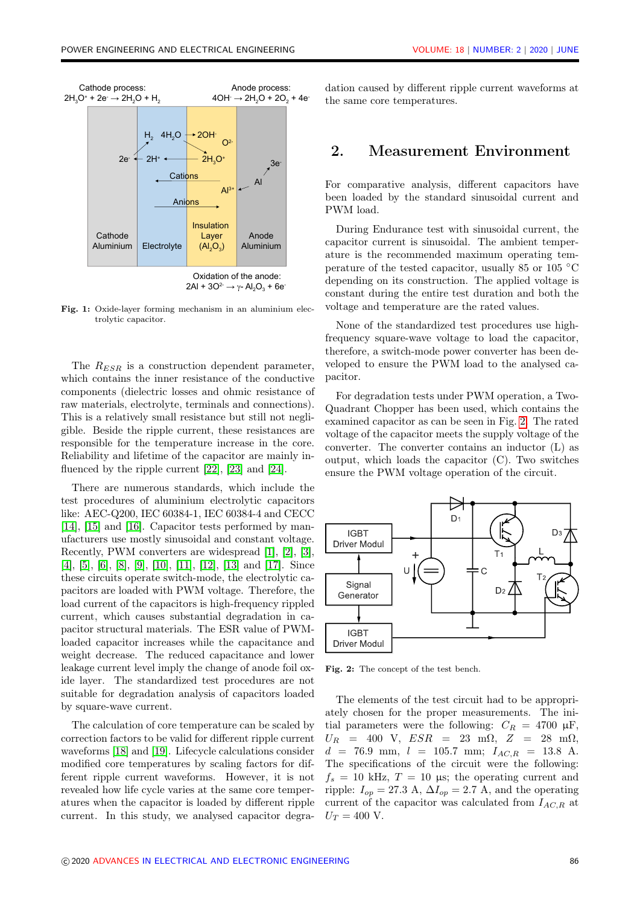Fig. 1: Oxide-layer forming mechanism in an aluminium electrolytic capacitor.

The $R_{ESR}$ is a construction dependent parameter, which contains the inner resistance of the conductive components (dielectric losses and ohmic resistance of raw materials, electrolyte, terminals and connections). This is a relatively small resistance but still not negligible. Beside the ripple current, these resistances are responsible for the temperature increase in the core. Reliability and lifetime of the capacitor are mainly influenced by the ripple current [22], [23] and [24].

There are numerous standards, which include the test procedures of aluminium electrolytic capacitors like: AEC-Q200, IEC 60384-1, IEC 60384-4 and CECC [14], [15] and [16]. Capacitor tests performed by manufacturers use mostly sinusoidal and constant voltage. Recently, PWM converters are widespread [1], [2], [3], [4], [5], [6], [8], [9], [10], [11], [12], [13] and [17]. Since these circuits operate switch-mode, the electrolytic capacitors are loaded with PWM voltage. Therefore, the load current of the capacitors is high-frequency rippled current, which causes substantial degradation in capacitor structural materials. The ESR value of PWM-loaded capacitor increases while the capacitance and weight decrease. The reduced capacitance and lower leakage current level imply the change of anode foil oxide layer. The standardized test procedures are not suitable for degradation analysis of capacitors loaded by square-wave current.

The calculation of core temperature can be scaled by correction factors to be valid for different ripple current waveforms [18] and [19]. Lifecycle calculations consider modified core temperatures by scaling factors for different ripple current waveforms. However, it is not revealed how life cycle varies at the same core temperatures when the capacitor is loaded by different ripple current. In this study, we analysed capacitor degradation caused by different ripple current waveforms at the same core temperatures.

## 2. Measurement Environment

For comparative analysis, different capacitors have been loaded by the standard sinusoidal current and PWM load.

During Endurance test with sinusoidal current, the capacitor current is sinusoidal. The ambient temperature is the recommended maximum operating temperature of the tested capacitor, usually 85 or 105 °C depending on its construction. The applied voltage is constant during the entire test duration and both the voltage and temperature are the rated values.

None of the standardized test procedures use high-frequency square-wave voltage to load the capacitor, therefore, a switch-mode power converter has been developed to ensure the PWM load to the analysed capacitor.

For degradation tests under PWM operation, a Two-Quadrant Chopper has been used, which contains the examined capacitor as can be seen in Fig. 2. The rated voltage of the capacitor meets the supply voltage of the converter. The converter contains an inductor (L) as output, which loads the capacitor (C). Two switches ensure the PWM voltage operation of the circuit.

Fig. 2: The concept of the test bench.

The elements of the test circuit had to be appropriately chosen for the proper measurements. The initial parameters were the following: $C_R$ = 4700 µF, $U_R$ = 400 V, $ESR$ = 23 mΩ, $Z$ = 28 mΩ, $d$ = 76.9 mm, $l$ = 105.7 mm; $I_{AC,R}$ = 13.8 A. The specifications of the circuit were the following: $f_s$ = 10 kHz, $T$ = 10 µs; the operating current and ripple: $I_{op}$ = 27.3 A, $\Delta I_{op}$ = 2.7 A, and the operating current of the capacitor was calculated from $I_{AC,R}$ at $U_T$ = 400 V.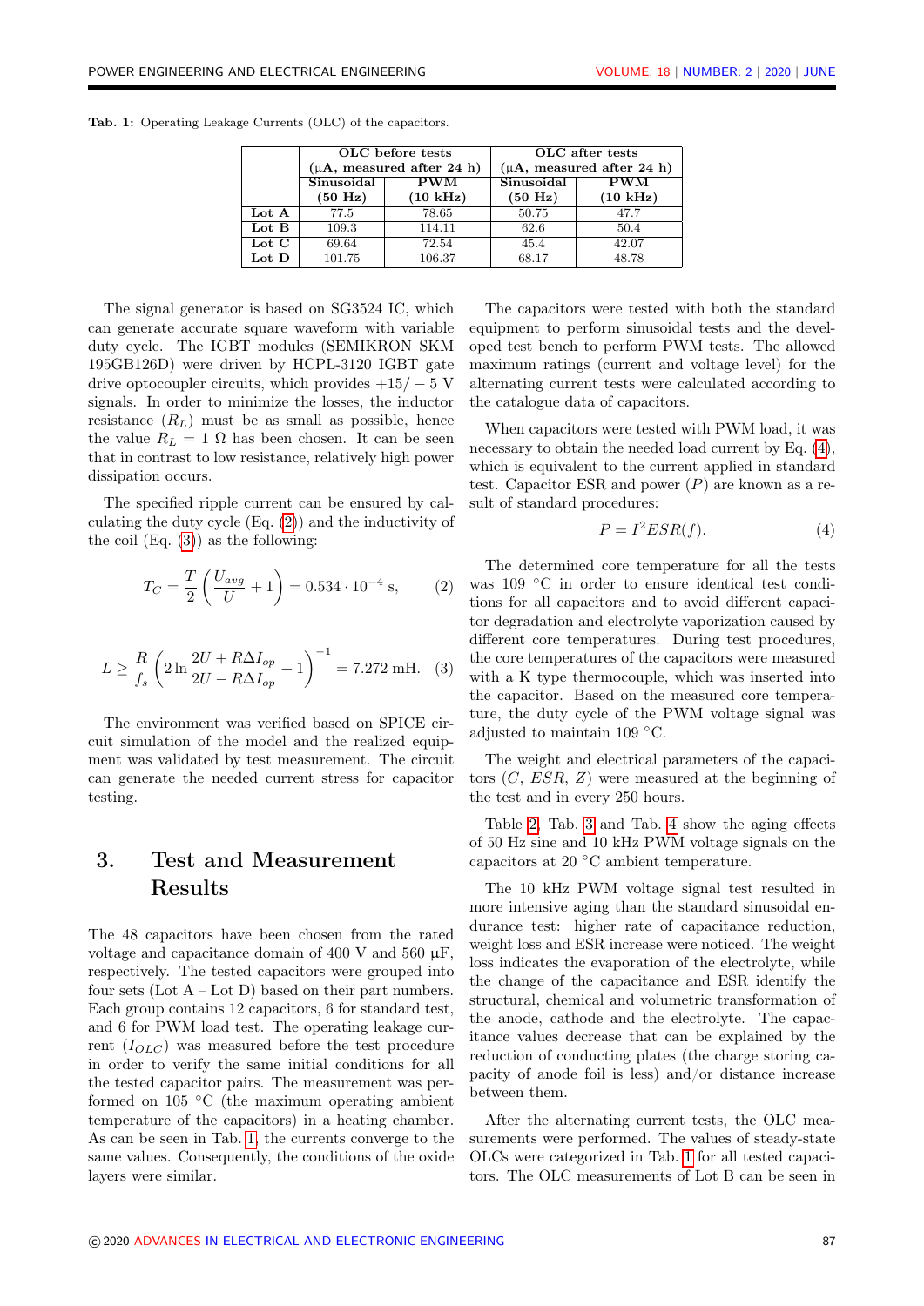Tab. 1: Operating Leakage Currents (OLC) of the capacitors.

| | OLC before tests (μA, measured after 24 h) | | OLC after tests (μA, measured after 24 h) | |
|---|---|---|---|---|
| | Sinusoidal (50 Hz) | PWM (10 kHz) | Sinusoidal (50 Hz) | PWM (10 kHz) |
| **Lot A** | 77.5 | 78.65 | 50.75 | 47.7 |
| **Lot B** | 109.3 | 114.11 | 62.6 | 50.4 |
| **Lot C** | 69.64 | 72.54 | 45.4 | 42.07 |
| **Lot D** | 101.75 | 106.37 | 68.17 | 48.78 |

The signal generator is based on SG3524 IC, which can generate accurate square waveform with variable duty cycle. The IGBT modules (SEMIKRON SKM 195GB126D) were driven by HCPL-3120 IGBT gate drive optocoupler circuits, which provides $+15/-5$ V signals. In order to minimize the losses, the inductor resistance ($R_L$) must be as small as possible, hence the value $R_L = 1\ \Omega$ has been chosen. It can be seen that in contrast to low resistance, relatively high power dissipation occurs.

The specified ripple current can be ensured by calculating the duty cycle (Eq. (2)) and the inductivity of the coil (Eq. (3)) as the following:

$$T_C = \frac{T}{2}\left(\frac{U_{avg}}{U} + 1\right) = 0.534 \cdot 10^{-4}\ \text{s}, \qquad (2)$$

$$L \geq \frac{R}{f_s}\left(2\ln\frac{2U + R\Delta I_{op}}{2U - R\Delta I_{op}} + 1\right)^{-1} = 7.272\ \text{mH}. \qquad (3)$$

The environment was verified based on SPICE circuit simulation of the model and the realized equipment was validated by test measurement. The circuit can generate the needed current stress for capacitor testing.

## 3. Test and Measurement Results

The 48 capacitors have been chosen from the rated voltage and capacitance domain of 400 V and 560 μF, respectively. The tested capacitors were grouped into four sets (Lot A – Lot D) based on their part numbers. Each group contains 12 capacitors, 6 for standard test, and 6 for PWM load test. The operating leakage current ($I_{OLC}$) was measured before the test procedure in order to verify the same initial conditions for all the tested capacitor pairs. The measurement was performed on 105 °C (the maximum operating ambient temperature of the capacitors) in a heating chamber. As can be seen in Tab. 1, the currents converge to the same values. Consequently, the conditions of the oxide layers were similar.

The capacitors were tested with both the standard equipment to perform sinusoidal tests and the developed test bench to perform PWM tests. The allowed maximum ratings (current and voltage level) for the alternating current tests were calculated according to the catalogue data of capacitors.

When capacitors were tested with PWM load, it was necessary to obtain the needed load current by Eq. (4), which is equivalent to the current applied in standard test. Capacitor ESR and power ($P$) are known as a result of standard procedures:

$$P = I^2 ESR(f). \qquad (4)$$

The determined core temperature for all the tests was 109 °C in order to ensure identical test conditions for all capacitors and to avoid different capacitor degradation and electrolyte vaporization caused by different core temperatures. During test procedures, the core temperatures of the capacitors were measured with a K type thermocouple, which was inserted into the capacitor. Based on the measured core temperature, the duty cycle of the PWM voltage signal was adjusted to maintain 109 °C.

The weight and electrical parameters of the capacitors ($C$, $ESR$, $Z$) were measured at the beginning of the test and in every 250 hours.

Table 2, Tab. 3 and Tab. 4 show the aging effects of 50 Hz sine and 10 kHz PWM voltage signals on the capacitors at 20 °C ambient temperature.

The 10 kHz PWM voltage signal test resulted in more intensive aging than the standard sinusoidal endurance test: higher rate of capacitance reduction, weight loss and ESR increase were noticed. The weight loss indicates the evaporation of the electrolyte, while the change of the capacitance and ESR identify the structural, chemical and volumetric transformation of the anode, cathode and the electrolyte. The capacitance values decrease that can be explained by the reduction of conducting plates (the charge storing capacity of anode foil is less) and/or distance increase between them.

After the alternating current tests, the OLC measurements were performed. The values of steady-state OLCs were categorized in Tab. 1 for all tested capacitors. The OLC measurements of Lot B can be seen in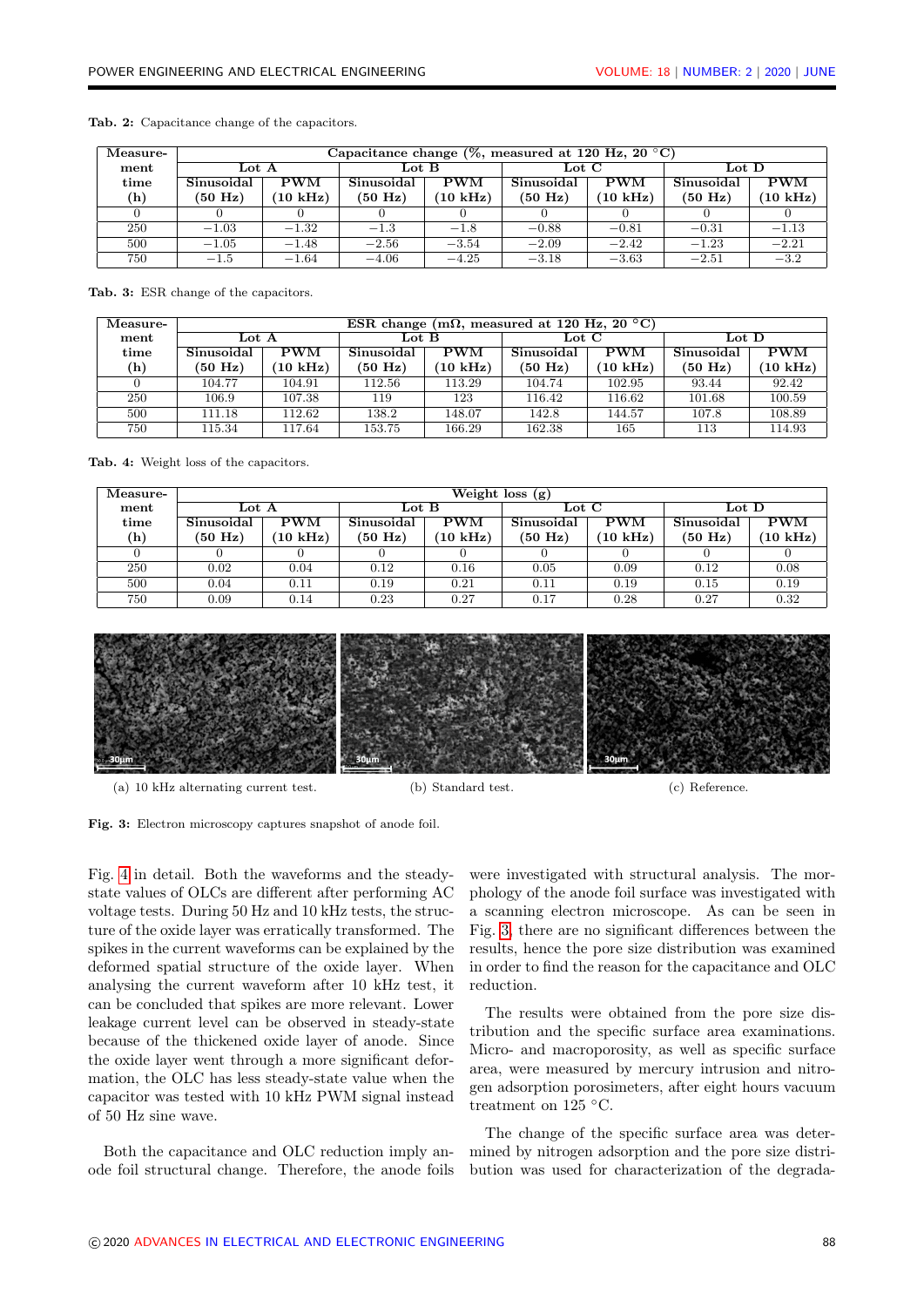Tab. 2: Capacitance change of the capacitors.

| Measure-ment time (h) | Capacitance change (%, measured at 120 Hz, 20 °C) | | | | | | | |
|---|---|---|---|---|---|---|---|---|
| | Lot A | | Lot B | | Lot C | | Lot D | |
| | Sinusoidal (50 Hz) | PWM (10 kHz) | Sinusoidal (50 Hz) | PWM (10 kHz) | Sinusoidal (50 Hz) | PWM (10 kHz) | Sinusoidal (50 Hz) | PWM (10 kHz) |
| 0 | 0 | 0 | 0 | 0 | 0 | 0 | 0 | 0 |
| 250 | −1.03 | −1.32 | −1.3 | −1.8 | −0.88 | −0.81 | −0.31 | −1.13 |
| 500 | −1.05 | −1.48 | −2.56 | −3.54 | −2.09 | −2.42 | −1.23 | −2.21 |
| 750 | −1.5 | −1.64 | −4.06 | −4.25 | −3.18 | −3.63 | −2.51 | −3.2 |

Tab. 3: ESR change of the capacitors.

| Measure-ment time (h) | ESR change (mΩ, measured at 120 Hz, 20 °C) | | | | | | | |
|---|---|---|---|---|---|---|---|---|
| | Lot A | | Lot B | | Lot C | | Lot D | |
| | Sinusoidal (50 Hz) | PWM (10 kHz) | Sinusoidal (50 Hz) | PWM (10 kHz) | Sinusoidal (50 Hz) | PWM (10 kHz) | Sinusoidal (50 Hz) | PWM (10 kHz) |
| 0 | 104.77 | 104.91 | 112.56 | 113.29 | 104.74 | 102.95 | 93.44 | 92.42 |
| 250 | 106.9 | 107.38 | 119 | 123 | 116.42 | 116.62 | 101.68 | 100.59 |
| 500 | 111.18 | 112.62 | 138.2 | 148.07 | 142.8 | 144.57 | 107.8 | 108.89 |
| 750 | 115.34 | 117.64 | 153.75 | 166.29 | 162.38 | 165 | 113 | 114.93 |

Tab. 4: Weight loss of the capacitors.

| Measure-ment time (h) | Weight loss (g) | | | | | | | |
|---|---|---|---|---|---|---|---|---|
| | Lot A | | Lot B | | Lot C | | Lot D | |
| | Sinusoidal (50 Hz) | PWM (10 kHz) | Sinusoidal (50 Hz) | PWM (10 kHz) | Sinusoidal (50 Hz) | PWM (10 kHz) | Sinusoidal (50 Hz) | PWM (10 kHz) |
| 0 | 0 | 0 | 0 | 0 | 0 | 0 | 0 | 0 |
| 250 | 0.02 | 0.04 | 0.12 | 0.16 | 0.05 | 0.09 | 0.12 | 0.08 |
| 500 | 0.04 | 0.11 | 0.19 | 0.21 | 0.11 | 0.19 | 0.15 | 0.19 |
| 750 | 0.09 | 0.14 | 0.23 | 0.27 | 0.17 | 0.28 | 0.27 | 0.32 |

(a) 10 kHz alternating current test. (b) Standard test. (c) Reference.

Fig. 3: Electron microscopy captures snapshot of anode foil.

Fig. 4 in detail. Both the waveforms and the steady-state values of OLCs are different after performing AC voltage tests. During 50 Hz and 10 kHz tests, the structure of the oxide layer was erratically transformed. The spikes in the current waveforms can be explained by the deformed spatial structure of the oxide layer. When analysing the current waveform after 10 kHz test, it can be concluded that spikes are more relevant. Lower leakage current level can be observed in steady-state because of the thickened oxide layer of anode. Since the oxide layer went through a more significant deformation, the OLC has less steady-state value when the capacitor was tested with 10 kHz PWM signal instead of 50 Hz sine wave.

Both the capacitance and OLC reduction imply anode foil structural change. Therefore, the anode foils were investigated with structural analysis. The morphology of the anode foil surface was investigated with a scanning electron microscope. As can be seen in Fig. 3, there are no significant differences between the results, hence the pore size distribution was examined in order to find the reason for the capacitance and OLC reduction.

The results were obtained from the pore size distribution and the specific surface area examinations. Micro- and macroporosity, as well as specific surface area, were measured by mercury intrusion and nitrogen adsorption porosimeters, after eight hours vacuum treatment on 125 °C.

The change of the specific surface area was determined by nitrogen adsorption and the pore size distribution was used for characterization of the degrada-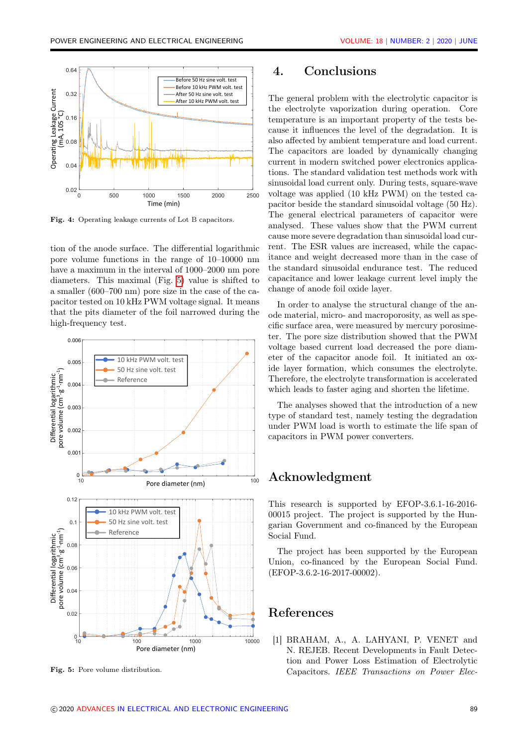Fig. 4: Operating leakage currents of Lot B capacitors.

tion of the anode surface. The differential logarithmic pore volume functions in the range of 10–10000 nm have a maximum in the interval of 1000–2000 nm pore diameters. This maximal (Fig. 5) value is shifted to a smaller (600–700 nm) pore size in the case of the capacitor tested on 10 kHz PWM voltage signal. It means that the pits diameter of the foil narrowed during the high-frequency test.

Fig. 5: Pore volume distribution.

## 4. Conclusions

The general problem with the electrolytic capacitor is the electrolyte vaporization during operation. Core temperature is an important property of the tests because it influences the level of the degradation. It is also affected by ambient temperature and load current. The capacitors are loaded by dynamically changing current in modern switched power electronics applications. The standard validation test methods work with sinusoidal load current only. During tests, square-wave voltage was applied (10 kHz PWM) on the tested capacitor beside the standard sinusoidal voltage (50 Hz). The general electrical parameters of capacitor were analysed. These values show that the PWM current cause more severe degradation than sinusoidal load current. The ESR values are increased, while the capacitance and weight decreased more than in the case of the standard sinusoidal endurance test. The reduced capacitance and lower leakage current level imply the change of anode foil oxide layer.

In order to analyse the structural change of the anode material, micro- and macroporosity, as well as specific surface area, were measured by mercury porosimeter. The pore size distribution showed that the PWM voltage based current load decreased the pore diameter of the capacitor anode foil. It initiated an oxide layer formation, which consumes the electrolyte. Therefore, the electrolyte transformation is accelerated which leads to faster aging and shorten the lifetime.

The analyses showed that the introduction of a new type of standard test, namely testing the degradation under PWM load is worth to estimate the life span of capacitors in PWM power converters.

## Acknowledgment

This research is supported by EFOP-3.6.1-16-2016-00015 project. The project is supported by the Hungarian Government and co-financed by the European Social Fund.

The project has been supported by the European Union, co-financed by the European Social Fund. (EFOP-3.6.2-16-2017-00002).

## References

[1] BRAHAM, A., A. LAHYANI, P. VENET and N. REJEB. Recent Developments in Fault Detection and Power Loss Estimation of Electrolytic Capacitors. *IEEE Transactions on Power Elec-*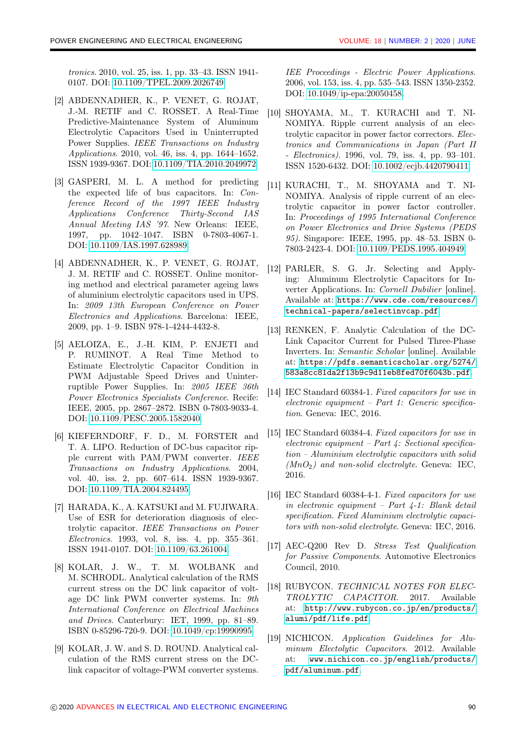*tronics*. 2010, vol. 25, iss. 1, pp. 33–43. ISSN 1941-0107. DOI: 10.1109/TPEL.2009.2026749.

[2] ABDENNADHER, K., P. VENET, G. ROJAT, J.-M. RETIF and C. ROSSET. A Real-Time Predictive-Maintenance System of Aluminum Electrolytic Capacitors Used in Uninterrupted Power Supplies. *IEEE Transactions on Industry Applications*. 2010, vol. 46, iss. 4, pp. 1644–1652. ISSN 1939-9367. DOI: 10.1109/TIA.2010.2049972.

[3] GASPERI, M. L. A method for predicting the expected life of bus capacitors. In: *Conference Record of the 1997 IEEE Industry Applications Conference Thirty-Second IAS Annual Meeting IAS '97*. New Orleans: IEEE, 1997, pp. 1042–1047. ISBN 0-7803-4067-1. DOI: 10.1109/IAS.1997.628989.

[4] ABDENNADHER, K., P. VENET, G. ROJAT, J. M. RETIF and C. ROSSET. Online monitoring method and electrical parameter ageing laws of aluminium electrolytic capacitors used in UPS. In: *2009 13th European Conference on Power Electronics and Applications*. Barcelona: IEEE, 2009, pp. 1–9. ISBN 978-1-4244-4432-8.

[5] AELOIZA, E., J.-H. KIM, P. ENJETI and P. RUMINOT. A Real Time Method to Estimate Electrolytic Capacitor Condition in PWM Adjustable Speed Drives and Uninterruptible Power Supplies. In: *2005 IEEE 36th Power Electronics Specialists Conference*. Recife: IEEE, 2005, pp. 2867–2872. ISBN 0-7803-9033-4. DOI: 10.1109/PESC.2005.1582040.

[6] KIEFERNDORF, F. D., M. FORSTER and T. A. LIPO. Reduction of DC-bus capacitor ripple current with PAM/PWM converter. *IEEE Transactions on Industry Applications*. 2004, vol. 40, iss. 2, pp. 607–614. ISSN 1939-9367. DOI: 10.1109/TIA.2004.824495.

[7] HARADA, K., A. KATSUKI and M. FUJIWARA. Use of ESR for deterioration diagnosis of electrolytic capacitor. *IEEE Transactions on Power Electronics*. 1993, vol. 8, iss. 4, pp. 355–361. ISSN 1941-0107. DOI: 10.1109/63.261004.

[8] KOLAR, J. W., T. M. WOLBANK and M. SCHRODL. Analytical calculation of the RMS current stress on the DC link capacitor of voltage DC link PWM converter systems. In: *9th International Conference on Electrical Machines and Drives*. Canterbury: IET, 1999, pp. 81–89. ISBN 0-85296-720-9. DOI: 10.1049/cp:19990995.

[9] KOLAR, J. W. and S. D. ROUND. Analytical calculation of the RMS current stress on the DC-link capacitor of voltage-PWM converter systems. *IEE Proceedings - Electric Power Applications*. 2006, vol. 153, iss. 4, pp. 535–543. ISSN 1350-2352. DOI: 10.1049/ip-epa:20050458.

[10] SHOYAMA, M., T. KURACHI and T. NINOMIYA. Ripple current analysis of an electrolytic capacitor in power factor correctors. *Electronics and Communications in Japan (Part II - Electronics)*. 1996, vol. 79, iss. 4, pp. 93–101. ISSN 1520-6432. DOI: 10.1002/ecjb.4420790411.

[11] KURACHI, T., M. SHOYAMA and T. NINOMIYA. Analysis of ripple current of an electrolytic capacitor in power factor controller. In: *Proceedings of 1995 International Conference on Power Electronics and Drive Systems (PEDS 95)*. Singapore: IEEE, 1995, pp. 48–53. ISBN 0-7803-2423-4. DOI: 10.1109/PEDS.1995.404949.

[12] PARLER, S. G. Jr. Selecting and Applying: Aluminum Electrolytic Capacitors for Inverter Applications. In: *Cornell Dubilier* [online]. Available at: https://www.cde.com/resources/technical-papers/selectinvcap.pdf.

[13] RENKEN, F. Analytic Calculation of the DC-Link Capacitor Current for Pulsed Three-Phase Inverters. In: *Semantic Scholar* [online]. Available at: https://pdfs.semanticscholar.org/5274/583a8cc81da2f13b9c9d11eb8fed70f6043b.pdf.

[14] IEC Standard 60384-1. *Fixed capacitors for use in electronic equipment – Part 1: Generic specification*. Geneva: IEC, 2016.

[15] IEC Standard 60384-4. *Fixed capacitors for use in electronic equipment – Part 4: Sectional specification – Aluminium electrolytic capacitors with solid ($MnO_2$) and non-solid electrolyte*. Geneva: IEC, 2016.

[16] IEC Standard 60384-4-1. *Fixed capacitors for use in electronic equipment – Part 4-1: Blank detail specification. Fixed Aluminium electrolytic capacitors with non-solid electrolyte*. Geneva: IEC, 2016.

[17] AEC-Q200 Rev D. *Stress Test Qualification for Passive Components*. Automotive Electronics Council, 2010.

[18] RUBYCON. *TECHNICAL NOTES FOR ELECTROLYTIC CAPACITOR*. 2017. Available at: http://www.rubycon.co.jp/en/products/alumi/pdf/life.pdf.

[19] NICHICON. *Application Guidelines for Aluminum Electolytic Capacitors*. 2012. Available at: www.nichicon.co.jp/english/products/pdf/aluminum.pdf.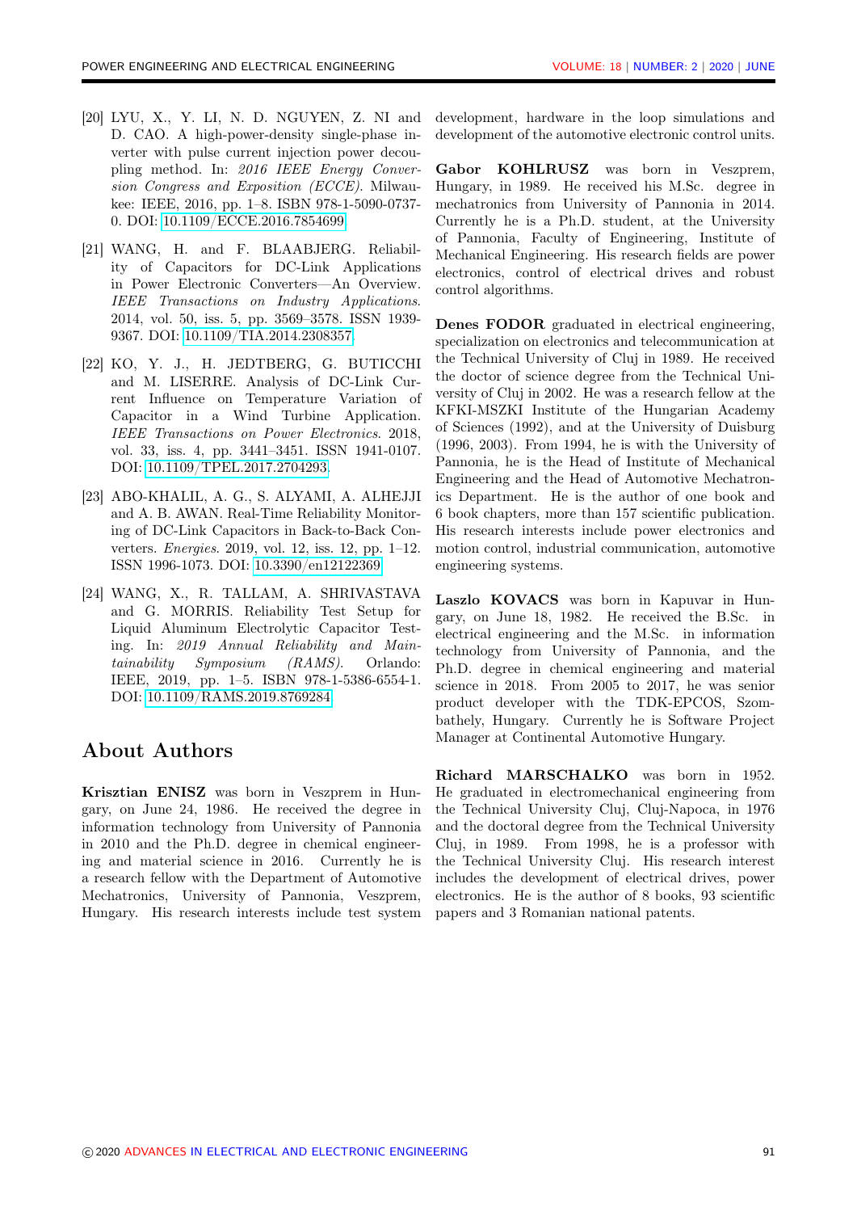[20] LYU, X., Y. LI, N. D. NGUYEN, Z. NI and D. CAO. A high-power-density single-phase inverter with pulse current injection power decoupling method. In: *2016 IEEE Energy Conversion Congress and Exposition (ECCE)*. Milwaukee: IEEE, 2016, pp. 1–8. ISBN 978-1-5090-0737-0. DOI: 10.1109/ECCE.2016.7854699.

[21] WANG, H. and F. BLAABJERG. Reliability of Capacitors for DC-Link Applications in Power Electronic Converters—An Overview. *IEEE Transactions on Industry Applications*. 2014, vol. 50, iss. 5, pp. 3569–3578. ISSN 1939-9367. DOI: 10.1109/TIA.2014.2308357.

[22] KO, Y. J., H. JEDTBERG, G. BUTICCHI and M. LISERRE. Analysis of DC-Link Current Influence on Temperature Variation of Capacitor in a Wind Turbine Application. *IEEE Transactions on Power Electronics*. 2018, vol. 33, iss. 4, pp. 3441–3451. ISSN 1941-0107. DOI: 10.1109/TPEL.2017.2704293.

[23] ABO-KHALIL, A. G., S. ALYAMI, A. ALHEJJI and A. B. AWAN. Real-Time Reliability Monitoring of DC-Link Capacitors in Back-to-Back Converters. *Energies*. 2019, vol. 12, iss. 12, pp. 1–12. ISSN 1996-1073. DOI: 10.3390/en12122369.

[24] WANG, X., R. TALLAM, A. SHRIVASTAVA and G. MORRIS. Reliability Test Setup for Liquid Aluminum Electrolytic Capacitor Testing. In: *2019 Annual Reliability and Maintainability Symposium (RAMS)*. Orlando: IEEE, 2019, pp. 1–5. ISBN 978-1-5386-6554-1. DOI: 10.1109/RAMS.2019.8769284.

## About Authors

**Krisztian ENISZ** was born in Veszprem in Hungary, on June 24, 1986. He received the degree in information technology from University of Pannonia in 2010 and the Ph.D. degree in chemical engineering and material science in 2016. Currently he is a research fellow with the Department of Automotive Mechatronics, University of Pannonia, Veszprem, Hungary. His research interests include test system development, hardware in the loop simulations and development of the automotive electronic control units.

**Gabor KOHLRUSZ** was born in Veszprem, Hungary, in 1989. He received his M.Sc. degree in mechatronics from University of Pannonia in 2014. Currently he is a Ph.D. student, at the University of Pannonia, Faculty of Engineering, Institute of Mechanical Engineering. His research fields are power electronics, control of electrical drives and robust control algorithms.

**Denes FODOR** graduated in electrical engineering, specialization on electronics and telecommunication at the Technical University of Cluj in 1989. He received the doctor of science degree from the Technical University of Cluj in 2002. He was a research fellow at the KFKI-MSZKI Institute of the Hungarian Academy of Sciences (1992), and at the University of Duisburg (1996, 2003). From 1994, he is with the University of Pannonia, he is the Head of Institute of Mechanical Engineering and the Head of Automotive Mechatronics Department. He is the author of one book and 6 book chapters, more than 157 scientific publication. His research interests include power electronics and motion control, industrial communication, automotive engineering systems.

**Laszlo KOVACS** was born in Kapuvar in Hungary, on June 18, 1982. He received the B.Sc. in electrical engineering and the M.Sc. in information technology from University of Pannonia, and the Ph.D. degree in chemical engineering and material science in 2018. From 2005 to 2017, he was senior product developer with the TDK-EPCOS, Szombathely, Hungary. Currently he is Software Project Manager at Continental Automotive Hungary.

**Richard MARSCHALKO** was born in 1952. He graduated in electromechanical engineering from the Technical University Cluj, Cluj-Napoca, in 1976 and the doctoral degree from the Technical University Cluj, in 1989. From 1998, he is a professor with the Technical University Cluj. His research interest includes the development of electrical drives, power electronics. He is the author of 8 books, 93 scientific papers and 3 Romanian national patents.